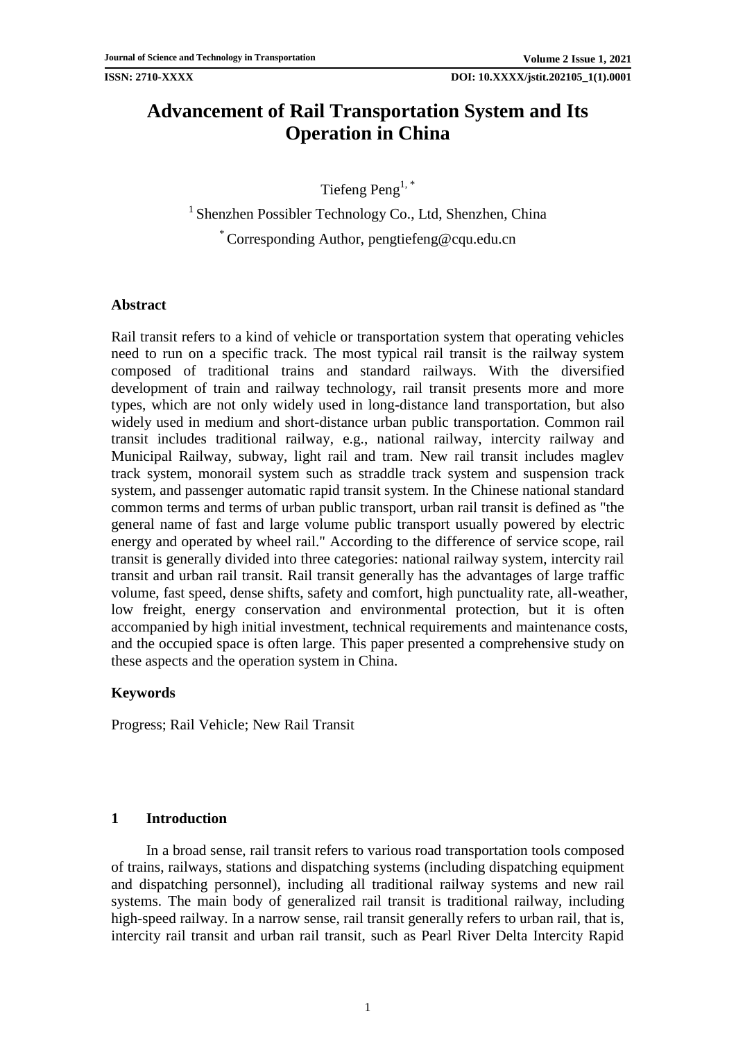# Advancement of Rail Transportation System and Its Operation in China

Tiefeng Peng[1, *]

[1] Shenzhen Possibler Technology Co., Ltd, Shenzhen, China

[*] Corresponding Author, pengtiefeng@cqu.edu.cn

## Abstract

Rail transit refers to a kind of vehicle or transportation system that operating vehicles need to run on a specific track. The most typical rail transit is the railway system composed of traditional trains and standard railways. With the diversified development of train and railway technology, rail transit presents more and more types, which are not only widely used in long-distance land transportation, but also widely used in medium and short-distance urban public transportation. Common rail transit includes traditional railway, e.g., national railway, intercity railway and Municipal Railway, subway, light rail and tram. New rail transit includes maglev track system, monorail system such as straddle track system and suspension track system, and passenger automatic rapid transit system. In the Chinese national standard common terms and terms of urban public transport, urban rail transit is defined as "the general name of fast and large volume public transport usually powered by electric energy and operated by wheel rail." According to the difference of service scope, rail transit is generally divided into three categories: national railway system, intercity rail transit and urban rail transit. Rail transit generally has the advantages of large traffic volume, fast speed, dense shifts, safety and comfort, high punctuality rate, all-weather, low freight, energy conservation and environmental protection, but it is often accompanied by high initial investment, technical requirements and maintenance costs, and the occupied space is often large. This paper presented a comprehensive study on these aspects and the operation system in China.

## Keywords

Progress; Rail Vehicle; New Rail Transit

## 1 Introduction

In a broad sense, rail transit refers to various road transportation tools composed of trains, railways, stations and dispatching systems (including dispatching equipment and dispatching personnel), including all traditional railway systems and new rail systems. The main body of generalized rail transit is traditional railway, including high-speed railway. In a narrow sense, rail transit generally refers to urban rail, that is, intercity rail transit and urban rail transit, such as Pearl River Delta Intercity Rapid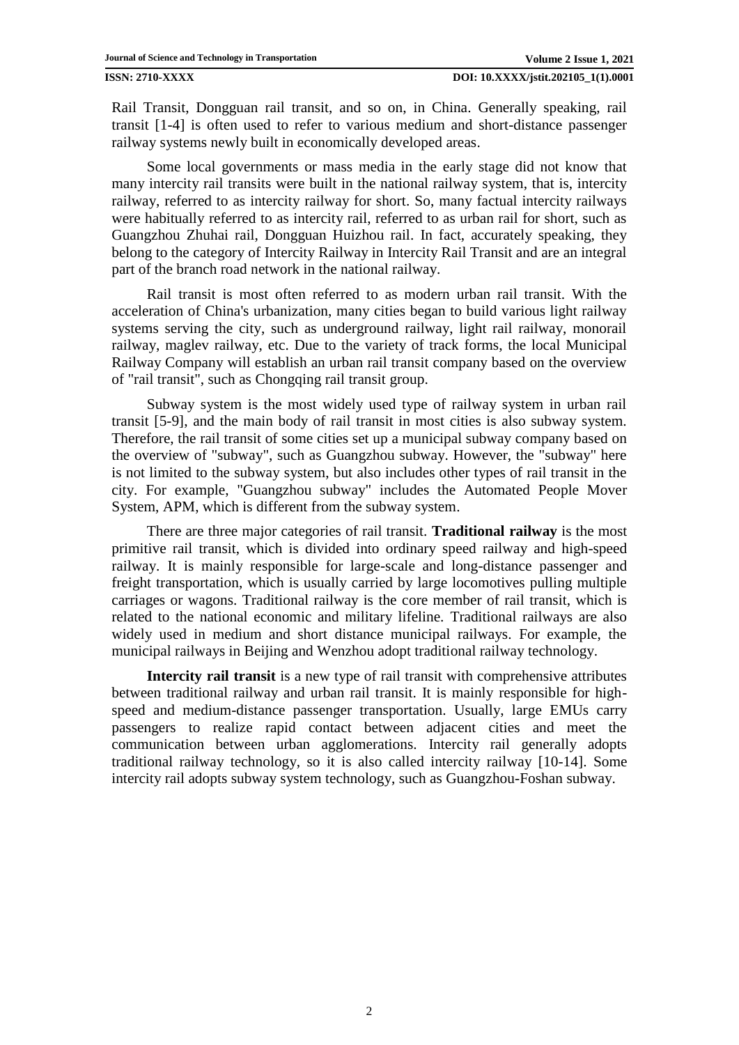Rail Transit, Dongguan rail transit, and so on, in China. Generally speaking, rail transit [1-4] is often used to refer to various medium and short-distance passenger railway systems newly built in economically developed areas.

Some local governments or mass media in the early stage did not know that many intercity rail transits were built in the national railway system, that is, intercity railway, referred to as intercity railway for short. So, many factual intercity railways were habitually referred to as intercity rail, referred to as urban rail for short, such as Guangzhou Zhuhai rail, Dongguan Huizhou rail. In fact, accurately speaking, they belong to the category of Intercity Railway in Intercity Rail Transit and are an integral part of the branch road network in the national railway.

Rail transit is most often referred to as modern urban rail transit. With the acceleration of China's urbanization, many cities began to build various light railway systems serving the city, such as underground railway, light rail railway, monorail railway, maglev railway, etc. Due to the variety of track forms, the local Municipal Railway Company will establish an urban rail transit company based on the overview of "rail transit", such as Chongqing rail transit group.

Subway system is the most widely used type of railway system in urban rail transit [5-9], and the main body of rail transit in most cities is also subway system. Therefore, the rail transit of some cities set up a municipal subway company based on the overview of "subway", such as Guangzhou subway. However, the "subway" here is not limited to the subway system, but also includes other types of rail transit in the city. For example, "Guangzhou subway" includes the Automated People Mover System, APM, which is different from the subway system.

There are three major categories of rail transit. **Traditional railway** is the most primitive rail transit, which is divided into ordinary speed railway and high-speed railway. It is mainly responsible for large-scale and long-distance passenger and freight transportation, which is usually carried by large locomotives pulling multiple carriages or wagons. Traditional railway is the core member of rail transit, which is related to the national economic and military lifeline. Traditional railways are also widely used in medium and short distance municipal railways. For example, the municipal railways in Beijing and Wenzhou adopt traditional railway technology.

**Intercity rail transit** is a new type of rail transit with comprehensive attributes between traditional railway and urban rail transit. It is mainly responsible for high-speed and medium-distance passenger transportation. Usually, large EMUs carry passengers to realize rapid contact between adjacent cities and meet the communication between urban agglomerations. Intercity rail generally adopts traditional railway technology, so it is also called intercity railway [10-14]. Some intercity rail adopts subway system technology, such as Guangzhou-Foshan subway.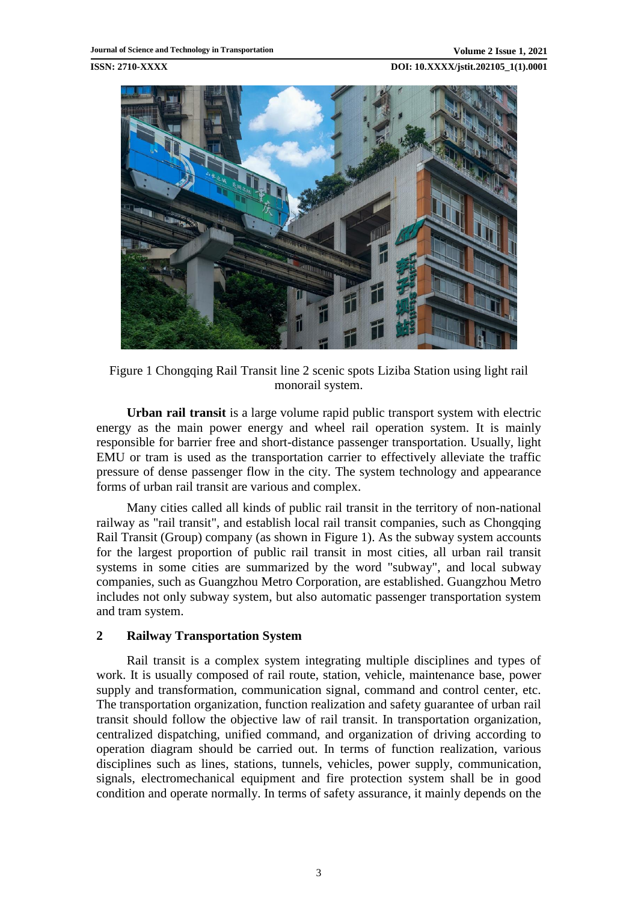Figure 1 Chongqing Rail Transit line 2 scenic spots Liziba Station using light rail monorail system.

**Urban rail transit** is a large volume rapid public transport system with electric energy as the main power energy and wheel rail operation system. It is mainly responsible for barrier free and short-distance passenger transportation. Usually, light EMU or tram is used as the transportation carrier to effectively alleviate the traffic pressure of dense passenger flow in the city. The system technology and appearance forms of urban rail transit are various and complex.

Many cities called all kinds of public rail transit in the territory of non-national railway as "rail transit", and establish local rail transit companies, such as Chongqing Rail Transit (Group) company (as shown in Figure 1). As the subway system accounts for the largest proportion of public rail transit in most cities, all urban rail transit systems in some cities are summarized by the word "subway", and local subway companies, such as Guangzhou Metro Corporation, are established. Guangzhou Metro includes not only subway system, but also automatic passenger transportation system and tram system.

## 2 Railway Transportation System

Rail transit is a complex system integrating multiple disciplines and types of work. It is usually composed of rail route, station, vehicle, maintenance base, power supply and transformation, communication signal, command and control center, etc. The transportation organization, function realization and safety guarantee of urban rail transit should follow the objective law of rail transit. In transportation organization, centralized dispatching, unified command, and organization of driving according to operation diagram should be carried out. In terms of function realization, various disciplines such as lines, stations, tunnels, vehicles, power supply, communication, signals, electromechanical equipment and fire protection system shall be in good condition and operate normally. In terms of safety assurance, it mainly depends on the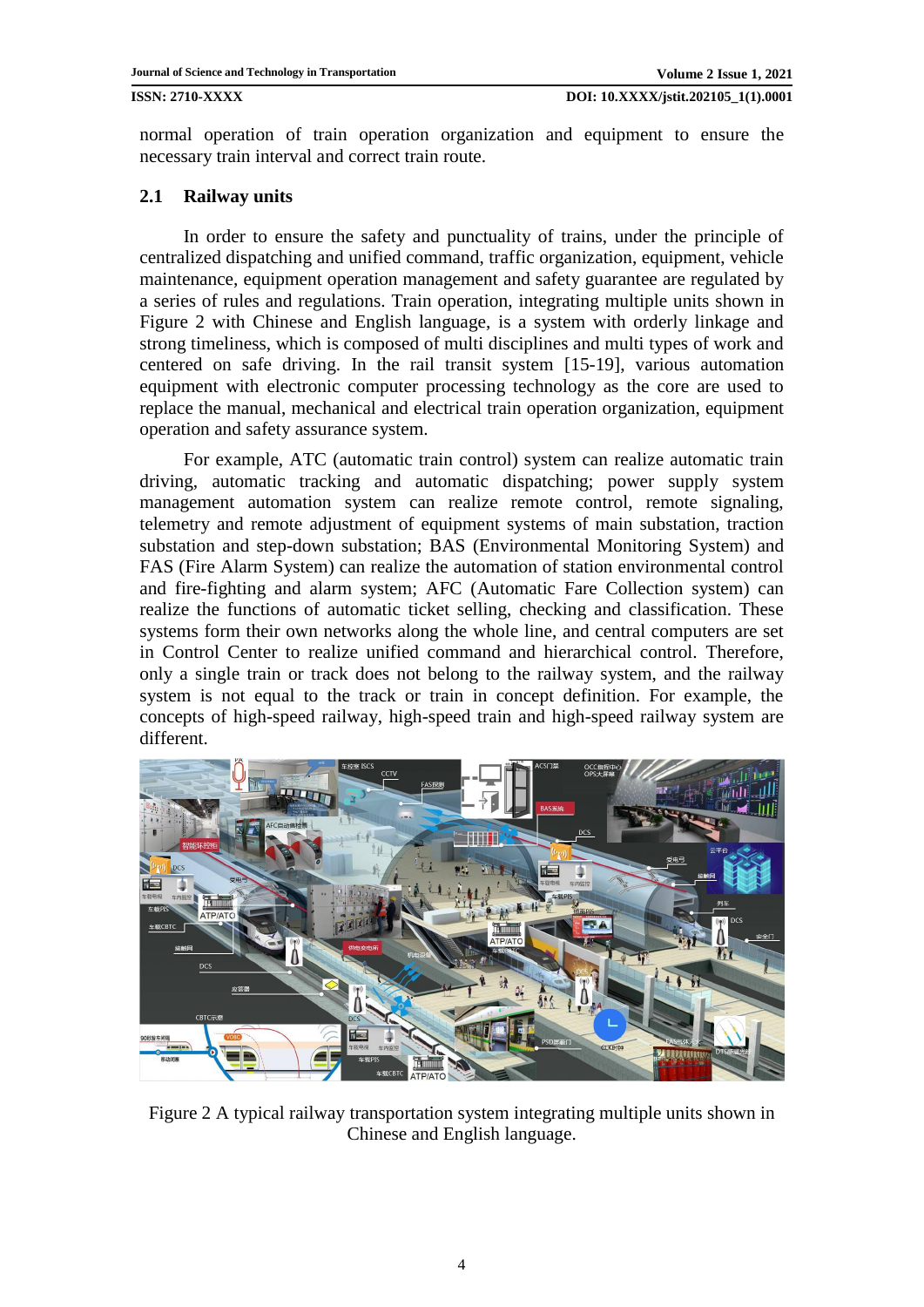normal operation of train operation organization and equipment to ensure the necessary train interval and correct train route.

## 2.1 Railway units

In order to ensure the safety and punctuality of trains, under the principle of centralized dispatching and unified command, traffic organization, equipment, vehicle maintenance, equipment operation management and safety guarantee are regulated by a series of rules and regulations. Train operation, integrating multiple units shown in Figure 2 with Chinese and English language, is a system with orderly linkage and strong timeliness, which is composed of multi disciplines and multi types of work and centered on safe driving. In the rail transit system [15-19], various automation equipment with electronic computer processing technology as the core are used to replace the manual, mechanical and electrical train operation organization, equipment operation and safety assurance system.

For example, ATC (automatic train control) system can realize automatic train driving, automatic tracking and automatic dispatching; power supply system management automation system can realize remote control, remote signaling, telemetry and remote adjustment of equipment systems of main substation, traction substation and step-down substation; BAS (Environmental Monitoring System) and FAS (Fire Alarm System) can realize the automation of station environmental control and fire-fighting and alarm system; AFC (Automatic Fare Collection system) can realize the functions of automatic ticket selling, checking and classification. These systems form their own networks along the whole line, and central computers are set in Control Center to realize unified command and hierarchical control. Therefore, only a single train or track does not belong to the railway system, and the railway system is not equal to the track or train in concept definition. For example, the concepts of high-speed railway, high-speed train and high-speed railway system are different.

Figure 2 A typical railway transportation system integrating multiple units shown in Chinese and English language.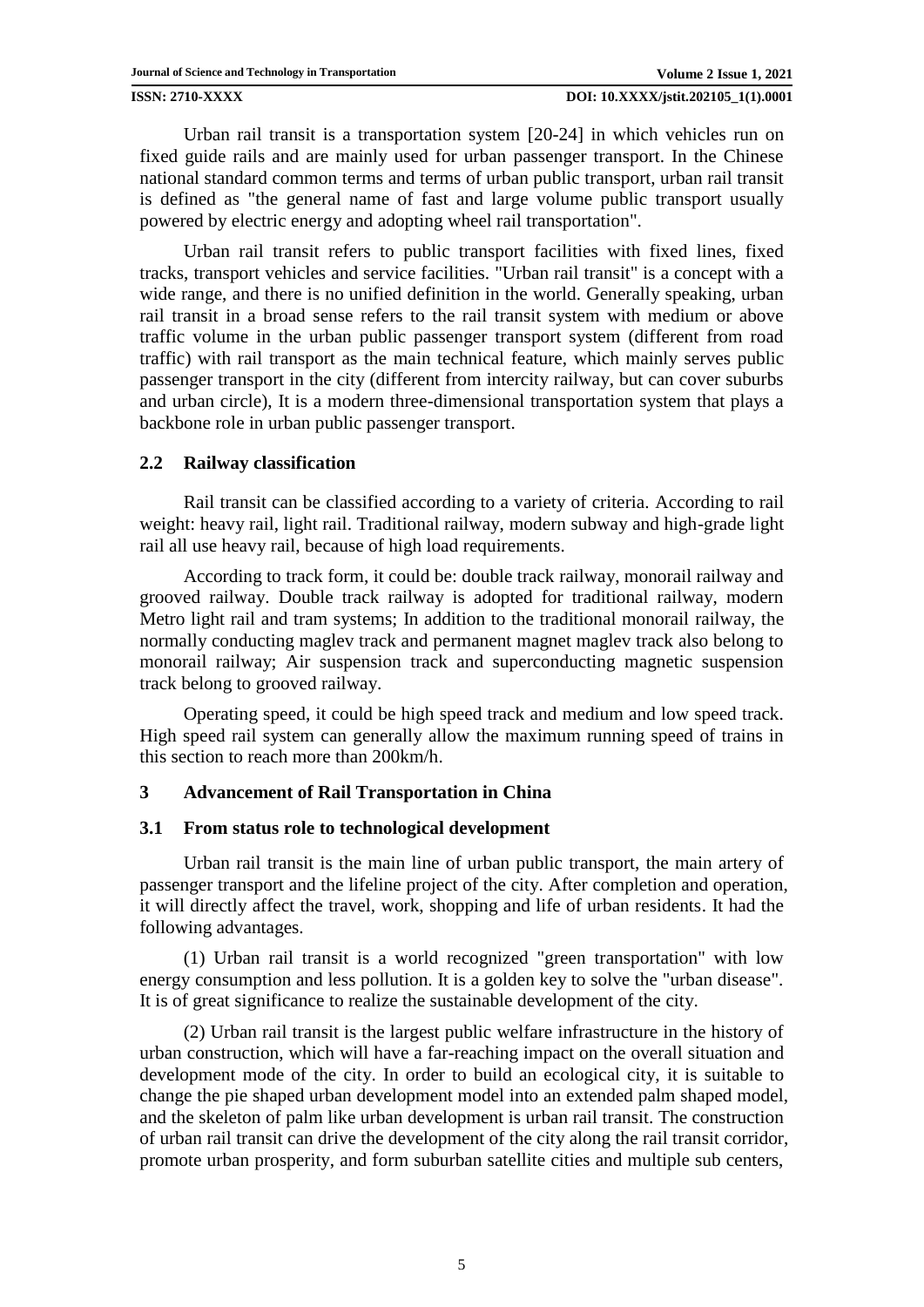Urban rail transit is a transportation system [20-24] in which vehicles run on fixed guide rails and are mainly used for urban passenger transport. In the Chinese national standard common terms and terms of urban public transport, urban rail transit is defined as "the general name of fast and large volume public transport usually powered by electric energy and adopting wheel rail transportation".

Urban rail transit refers to public transport facilities with fixed lines, fixed tracks, transport vehicles and service facilities. "Urban rail transit" is a concept with a wide range, and there is no unified definition in the world. Generally speaking, urban rail transit in a broad sense refers to the rail transit system with medium or above traffic volume in the urban public passenger transport system (different from road traffic) with rail transport as the main technical feature, which mainly serves public passenger transport in the city (different from intercity railway, but can cover suburbs and urban circle), It is a modern three-dimensional transportation system that plays a backbone role in urban public passenger transport.

## 2.2 Railway classification

Rail transit can be classified according to a variety of criteria. According to rail weight: heavy rail, light rail. Traditional railway, modern subway and high-grade light rail all use heavy rail, because of high load requirements.

According to track form, it could be: double track railway, monorail railway and grooved railway. Double track railway is adopted for traditional railway, modern Metro light rail and tram systems; In addition to the traditional monorail railway, the normally conducting maglev track and permanent magnet maglev track also belong to monorail railway; Air suspension track and superconducting magnetic suspension track belong to grooved railway.

Operating speed, it could be high speed track and medium and low speed track. High speed rail system can generally allow the maximum running speed of trains in this section to reach more than 200km/h.

# 3 Advancement of Rail Transportation in China

## 3.1 From status role to technological development

Urban rail transit is the main line of urban public transport, the main artery of passenger transport and the lifeline project of the city. After completion and operation, it will directly affect the travel, work, shopping and life of urban residents. It had the following advantages.

(1) Urban rail transit is a world recognized "green transportation" with low energy consumption and less pollution. It is a golden key to solve the "urban disease". It is of great significance to realize the sustainable development of the city.

(2) Urban rail transit is the largest public welfare infrastructure in the history of urban construction, which will have a far-reaching impact on the overall situation and development mode of the city. In order to build an ecological city, it is suitable to change the pie shaped urban development model into an extended palm shaped model, and the skeleton of palm like urban development is urban rail transit. The construction of urban rail transit can drive the development of the city along the rail transit corridor, promote urban prosperity, and form suburban satellite cities and multiple sub centers,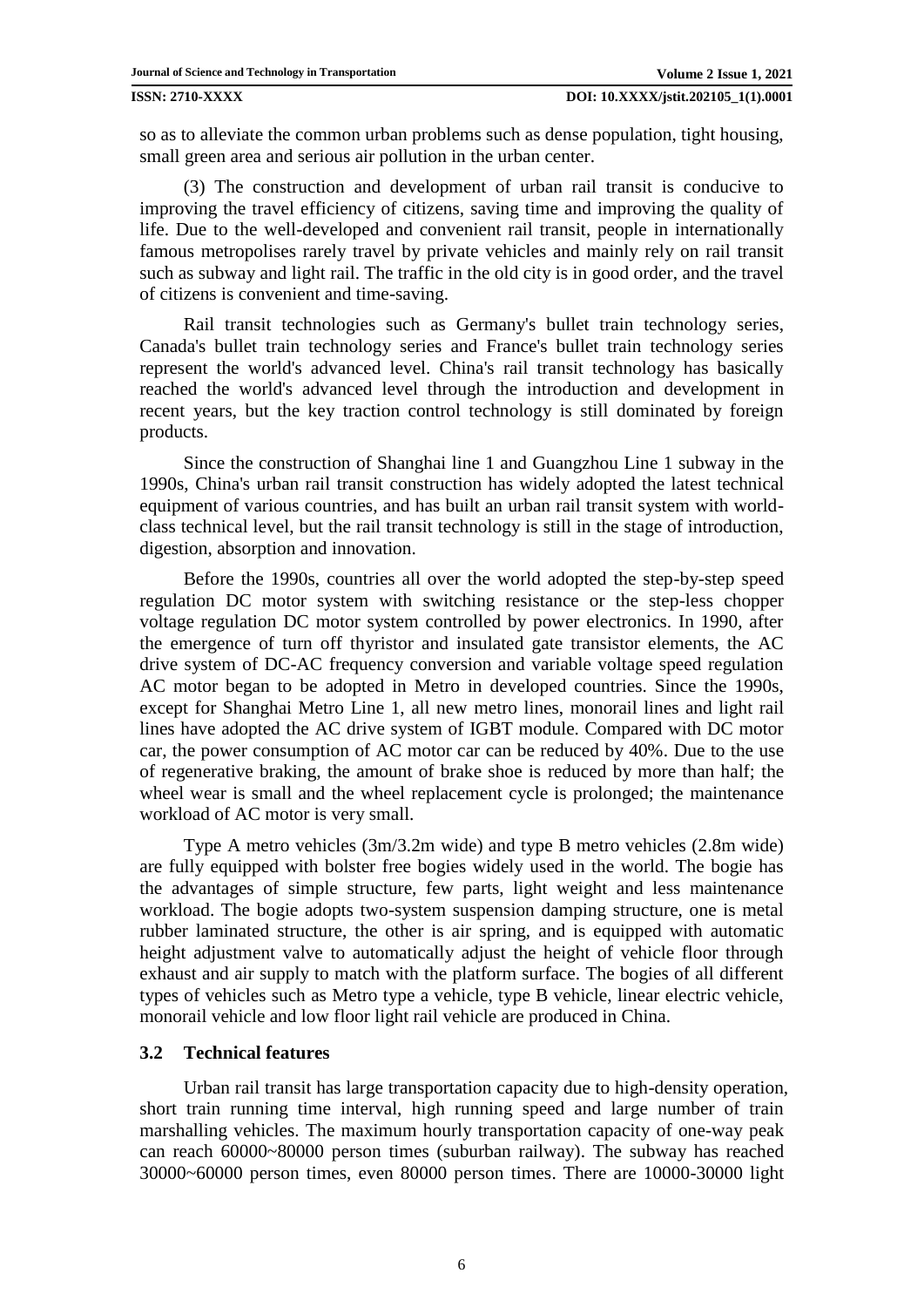so as to alleviate the common urban problems such as dense population, tight housing, small green area and serious air pollution in the urban center.

(3) The construction and development of urban rail transit is conducive to improving the travel efficiency of citizens, saving time and improving the quality of life. Due to the well-developed and convenient rail transit, people in internationally famous metropolises rarely travel by private vehicles and mainly rely on rail transit such as subway and light rail. The traffic in the old city is in good order, and the travel of citizens is convenient and time-saving.

Rail transit technologies such as Germany's bullet train technology series, Canada's bullet train technology series and France's bullet train technology series represent the world's advanced level. China's rail transit technology has basically reached the world's advanced level through the introduction and development in recent years, but the key traction control technology is still dominated by foreign products.

Since the construction of Shanghai line 1 and Guangzhou Line 1 subway in the 1990s, China's urban rail transit construction has widely adopted the latest technical equipment of various countries, and has built an urban rail transit system with world-class technical level, but the rail transit technology is still in the stage of introduction, digestion, absorption and innovation.

Before the 1990s, countries all over the world adopted the step-by-step speed regulation DC motor system with switching resistance or the step-less chopper voltage regulation DC motor system controlled by power electronics. In 1990, after the emergence of turn off thyristor and insulated gate transistor elements, the AC drive system of DC-AC frequency conversion and variable voltage speed regulation AC motor began to be adopted in Metro in developed countries. Since the 1990s, except for Shanghai Metro Line 1, all new metro lines, monorail lines and light rail lines have adopted the AC drive system of IGBT module. Compared with DC motor car, the power consumption of AC motor car can be reduced by 40%. Due to the use of regenerative braking, the amount of brake shoe is reduced by more than half; the wheel wear is small and the wheel replacement cycle is prolonged; the maintenance workload of AC motor is very small.

Type A metro vehicles (3m/3.2m wide) and type B metro vehicles (2.8m wide) are fully equipped with bolster free bogies widely used in the world. The bogie has the advantages of simple structure, few parts, light weight and less maintenance workload. The bogie adopts two-system suspension damping structure, one is metal rubber laminated structure, the other is air spring, and is equipped with automatic height adjustment valve to automatically adjust the height of vehicle floor through exhaust and air supply to match with the platform surface. The bogies of all different types of vehicles such as Metro type a vehicle, type B vehicle, linear electric vehicle, monorail vehicle and low floor light rail vehicle are produced in China.

### 3.2 Technical features

Urban rail transit has large transportation capacity due to high-density operation, short train running time interval, high running speed and large number of train marshalling vehicles. The maximum hourly transportation capacity of one-way peak can reach 60000~80000 person times (suburban railway). The subway has reached 30000~60000 person times, even 80000 person times. There are 10000-30000 light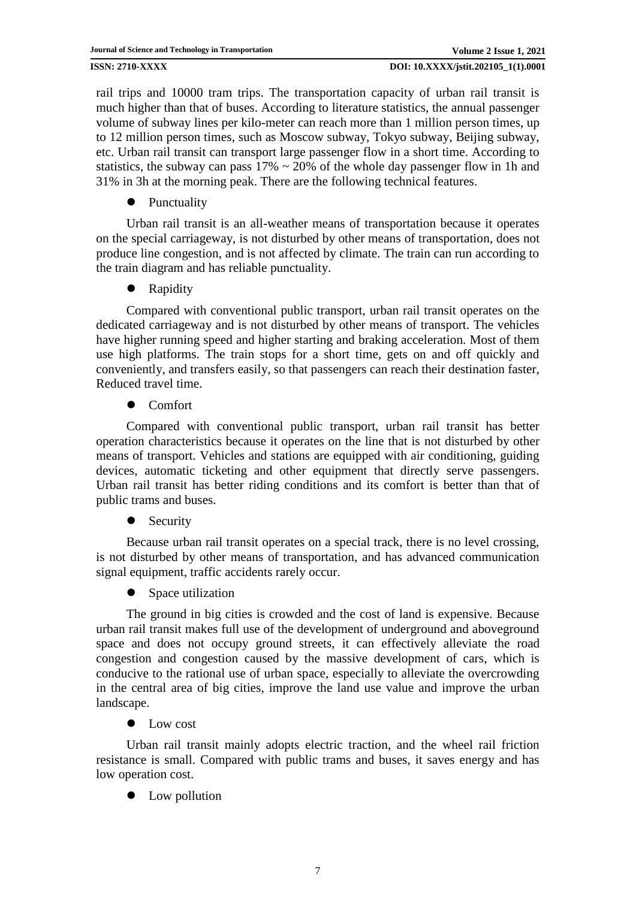rail trips and 10000 tram trips. The transportation capacity of urban rail transit is much higher than that of buses. According to literature statistics, the annual passenger volume of subway lines per kilo-meter can reach more than 1 million person times, up to 12 million person times, such as Moscow subway, Tokyo subway, Beijing subway, etc. Urban rail transit can transport large passenger flow in a short time. According to statistics, the subway can pass 17% ~ 20% of the whole day passenger flow in 1h and 31% in 3h at the morning peak. There are the following technical features.

- Punctuality

Urban rail transit is an all-weather means of transportation because it operates on the special carriageway, is not disturbed by other means of transportation, does not produce line congestion, and is not affected by climate. The train can run according to the train diagram and has reliable punctuality.

- Rapidity

Compared with conventional public transport, urban rail transit operates on the dedicated carriageway and is not disturbed by other means of transport. The vehicles have higher running speed and higher starting and braking acceleration. Most of them use high platforms. The train stops for a short time, gets on and off quickly and conveniently, and transfers easily, so that passengers can reach their destination faster, Reduced travel time.

- Comfort

Compared with conventional public transport, urban rail transit has better operation characteristics because it operates on the line that is not disturbed by other means of transport. Vehicles and stations are equipped with air conditioning, guiding devices, automatic ticketing and other equipment that directly serve passengers. Urban rail transit has better riding conditions and its comfort is better than that of public trams and buses.

- Security

Because urban rail transit operates on a special track, there is no level crossing, is not disturbed by other means of transportation, and has advanced communication signal equipment, traffic accidents rarely occur.

- Space utilization

The ground in big cities is crowded and the cost of land is expensive. Because urban rail transit makes full use of the development of underground and aboveground space and does not occupy ground streets, it can effectively alleviate the road congestion and congestion caused by the massive development of cars, which is conducive to the rational use of urban space, especially to alleviate the overcrowding in the central area of big cities, improve the land use value and improve the urban landscape.

- Low cost

Urban rail transit mainly adopts electric traction, and the wheel rail friction resistance is small. Compared with public trams and buses, it saves energy and has low operation cost.

- Low pollution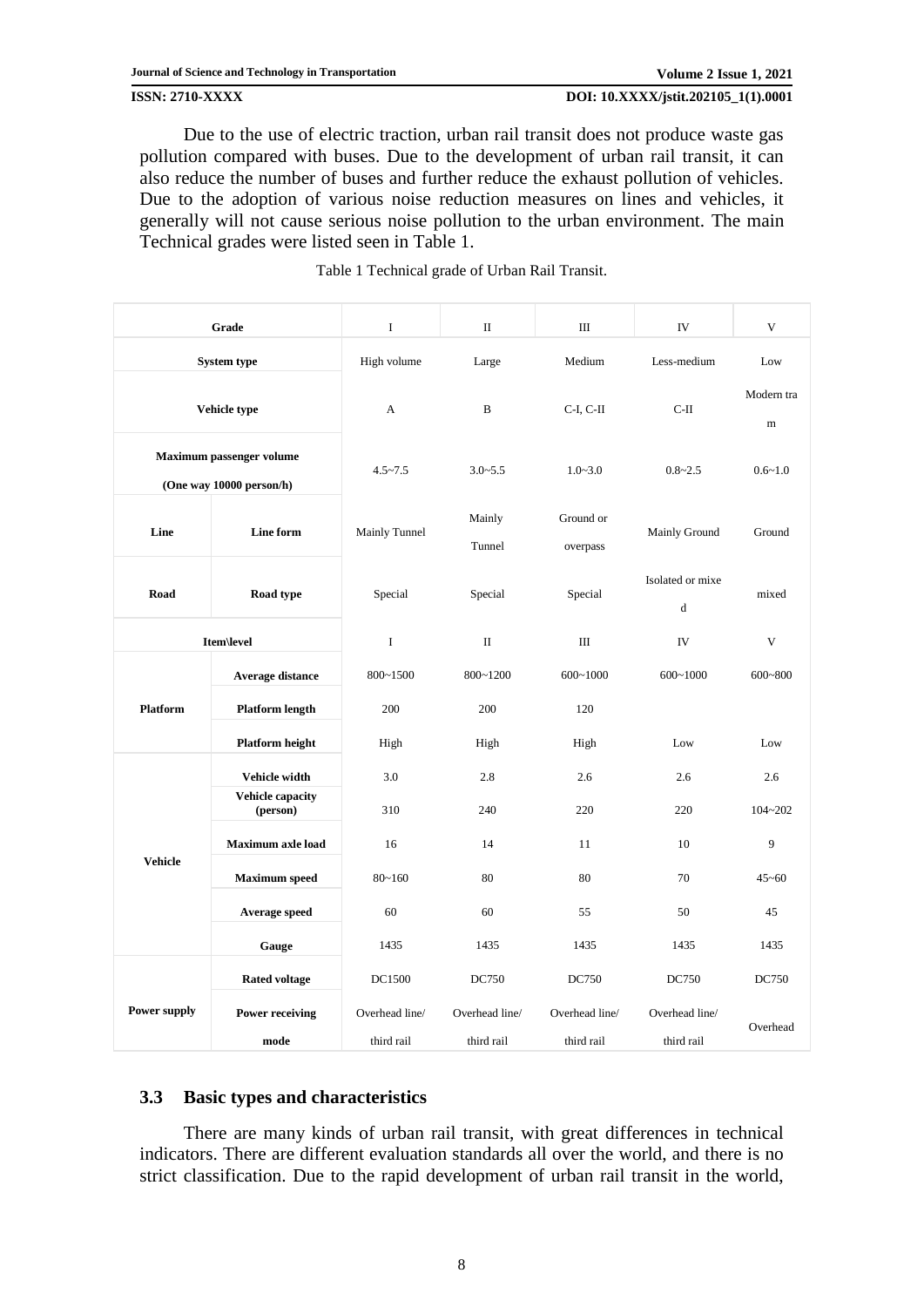Due to the use of electric traction, urban rail transit does not produce waste gas pollution compared with buses. Due to the development of urban rail transit, it can also reduce the number of buses and further reduce the exhaust pollution of vehicles. Due to the adoption of various noise reduction measures on lines and vehicles, it generally will not cause serious noise pollution to the urban environment. The main Technical grades were listed seen in Table 1.

Table 1 Technical grade of Urban Rail Transit.

| Grade | | I | II | III | IV | V |
|---|---|---|---|---|---|---|
| System type | | High volume | Large | Medium | Less-medium | Low |
| Vehicle type | | A | B | C-I, C-II | C-II | Modern tram |
| Maximum passenger volume (One way 10000 person/h) | | 4.5~7.5 | 3.0~5.5 | 1.0~3.0 | 0.8~2.5 | 0.6~1.0 |
| Line | Line form | Mainly Tunnel | Mainly Tunnel | Ground or overpass | Mainly Ground | Ground |
| Road | Road type | Special | Special | Special | Isolated or mixed | mixed |
| Item\level | | I | II | III | IV | V |
| Platform | Average distance | 800~1500 | 800~1200 | 600~1000 | 600~1000 | 600~800 |
| | Platform length | 200 | 200 | 120 | | |
| | Platform height | High | High | High | Low | Low |
| Vehicle | Vehicle width | 3.0 | 2.8 | 2.6 | 2.6 | 2.6 |
| | Vehicle capacity (person) | 310 | 240 | 220 | 220 | 104~202 |
| | Maximum axle load | 16 | 14 | 11 | 10 | 9 |
| | Maximum speed | 80~160 | 80 | 80 | 70 | 45~60 |
| | Average speed | 60 | 60 | 55 | 50 | 45 |
| | Gauge | 1435 | 1435 | 1435 | 1435 | 1435 |
| Power supply | Rated voltage | DC1500 | DC750 | DC750 | DC750 | DC750 |
| | Power receiving mode | Overhead line/ third rail | Overhead line/ third rail | Overhead line/ third rail | Overhead line/ third rail | Overhead |

### 3.3 Basic types and characteristics

There are many kinds of urban rail transit, with great differences in technical indicators. There are different evaluation standards all over the world, and there is no strict classification. Due to the rapid development of urban rail transit in the world,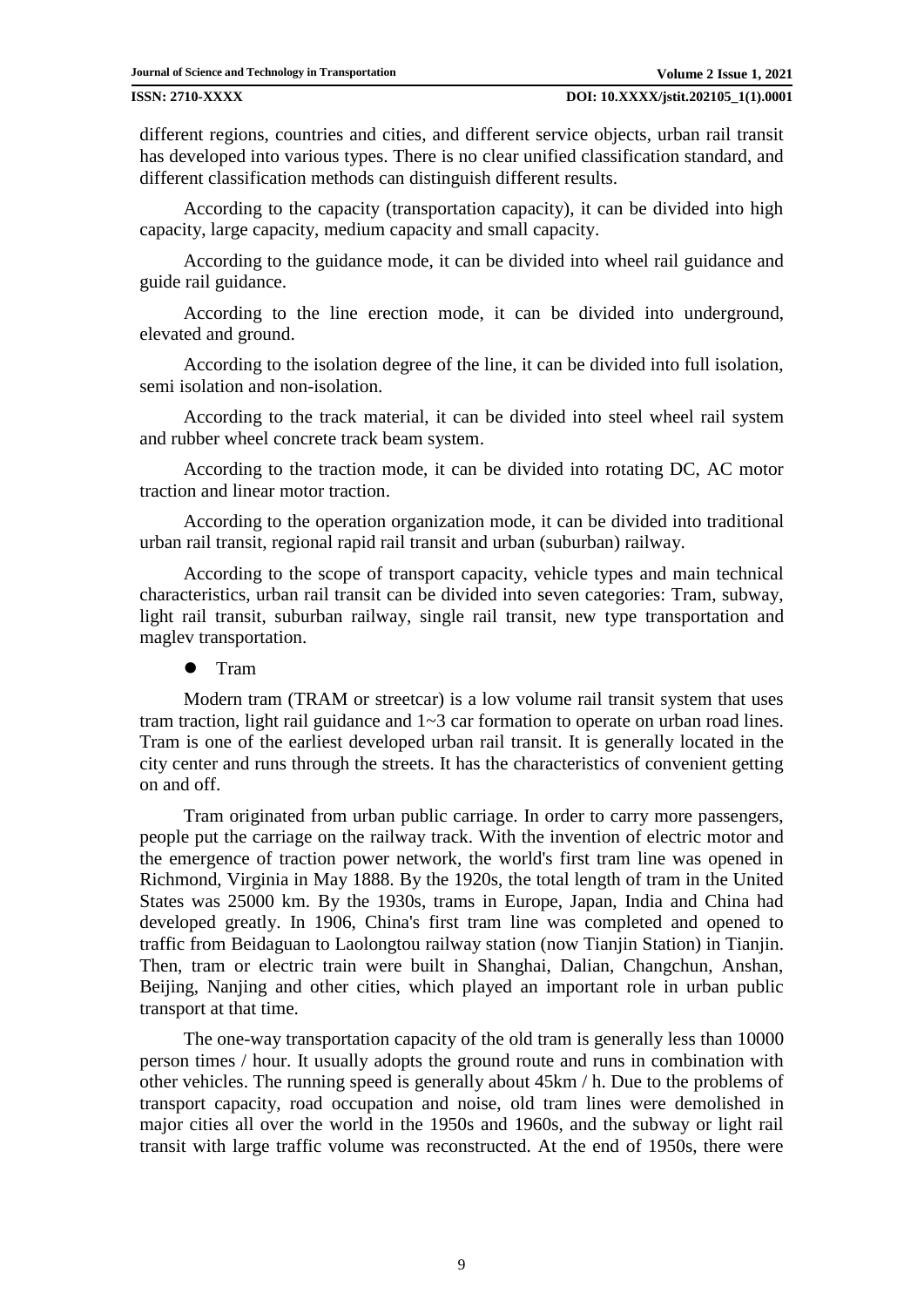different regions, countries and cities, and different service objects, urban rail transit has developed into various types. There is no clear unified classification standard, and different classification methods can distinguish different results.

According to the capacity (transportation capacity), it can be divided into high capacity, large capacity, medium capacity and small capacity.

According to the guidance mode, it can be divided into wheel rail guidance and guide rail guidance.

According to the line erection mode, it can be divided into underground, elevated and ground.

According to the isolation degree of the line, it can be divided into full isolation, semi isolation and non-isolation.

According to the track material, it can be divided into steel wheel rail system and rubber wheel concrete track beam system.

According to the traction mode, it can be divided into rotating DC, AC motor traction and linear motor traction.

According to the operation organization mode, it can be divided into traditional urban rail transit, regional rapid rail transit and urban (suburban) railway.

According to the scope of transport capacity, vehicle types and main technical characteristics, urban rail transit can be divided into seven categories: Tram, subway, light rail transit, suburban railway, single rail transit, new type transportation and maglev transportation.

- Tram

Modern tram (TRAM or streetcar) is a low volume rail transit system that uses tram traction, light rail guidance and 1~3 car formation to operate on urban road lines. Tram is one of the earliest developed urban rail transit. It is generally located in the city center and runs through the streets. It has the characteristics of convenient getting on and off.

Tram originated from urban public carriage. In order to carry more passengers, people put the carriage on the railway track. With the invention of electric motor and the emergence of traction power network, the world's first tram line was opened in Richmond, Virginia in May 1888. By the 1920s, the total length of tram in the United States was 25000 km. By the 1930s, trams in Europe, Japan, India and China had developed greatly. In 1906, China's first tram line was completed and opened to traffic from Beidaguan to Laolongtou railway station (now Tianjin Station) in Tianjin. Then, tram or electric train were built in Shanghai, Dalian, Changchun, Anshan, Beijing, Nanjing and other cities, which played an important role in urban public transport at that time.

The one-way transportation capacity of the old tram is generally less than 10000 person times / hour. It usually adopts the ground route and runs in combination with other vehicles. The running speed is generally about 45km / h. Due to the problems of transport capacity, road occupation and noise, old tram lines were demolished in major cities all over the world in the 1950s and 1960s, and the subway or light rail transit with large traffic volume was reconstructed. At the end of 1950s, there were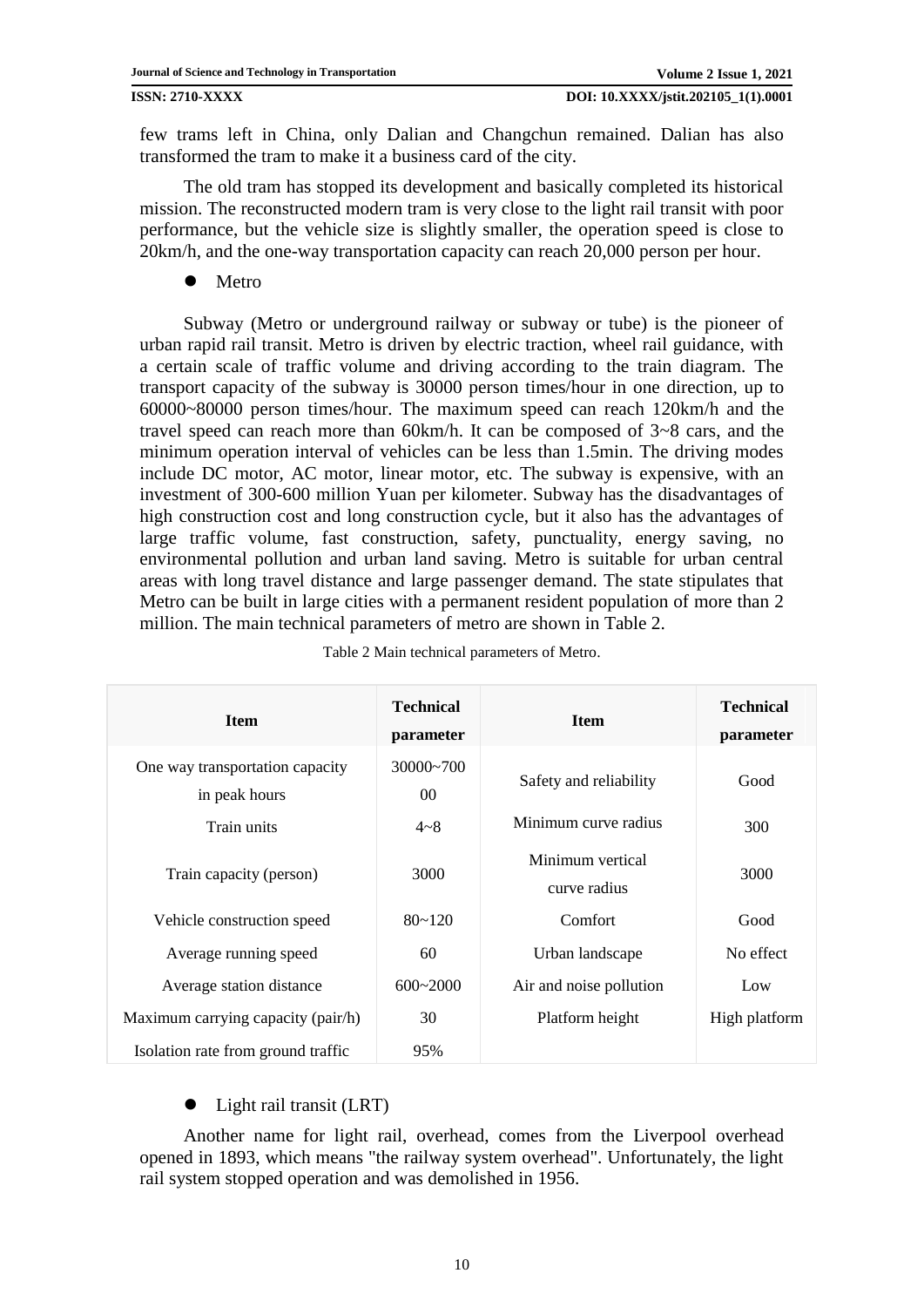few trams left in China, only Dalian and Changchun remained. Dalian has also transformed the tram to make it a business card of the city.

The old tram has stopped its development and basically completed its historical mission. The reconstructed modern tram is very close to the light rail transit with poor performance, but the vehicle size is slightly smaller, the operation speed is close to 20km/h, and the one-way transportation capacity can reach 20,000 person per hour.

- Metro

Subway (Metro or underground railway or subway or tube) is the pioneer of urban rapid rail transit. Metro is driven by electric traction, wheel rail guidance, with a certain scale of traffic volume and driving according to the train diagram. The transport capacity of the subway is 30000 person times/hour in one direction, up to 60000~80000 person times/hour. The maximum speed can reach 120km/h and the travel speed can reach more than 60km/h. It can be composed of 3~8 cars, and the minimum operation interval of vehicles can be less than 1.5min. The driving modes include DC motor, AC motor, linear motor, etc. The subway is expensive, with an investment of 300-600 million Yuan per kilometer. Subway has the disadvantages of high construction cost and long construction cycle, but it also has the advantages of large traffic volume, fast construction, safety, punctuality, energy saving, no environmental pollution and urban land saving. Metro is suitable for urban central areas with long travel distance and large passenger demand. The state stipulates that Metro can be built in large cities with a permanent resident population of more than 2 million. The main technical parameters of metro are shown in Table 2.

Table 2 Main technical parameters of Metro.

| Item | Technical parameter | Item | Technical parameter |
|---|---|---|---|
| One way transportation capacity in peak hours | 30000~70000 | Safety and reliability | Good |
| Train units | 4~8 | Minimum curve radius | 300 |
| Train capacity (person) | 3000 | Minimum vertical curve radius | 3000 |
| Vehicle construction speed | 80~120 | Comfort | Good |
| Average running speed | 60 | Urban landscape | No effect |
| Average station distance | 600~2000 | Air and noise pollution | Low |
| Maximum carrying capacity (pair/h) | 30 | Platform height | High platform |
| Isolation rate from ground traffic | 95% | | |

- Light rail transit (LRT)

Another name for light rail, overhead, comes from the Liverpool overhead opened in 1893, which means "the railway system overhead". Unfortunately, the light rail system stopped operation and was demolished in 1956.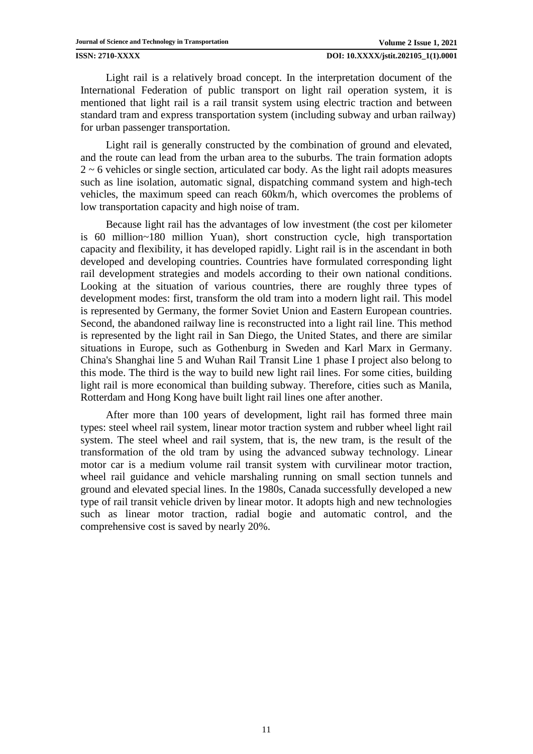Light rail is a relatively broad concept. In the interpretation document of the International Federation of public transport on light rail operation system, it is mentioned that light rail is a rail transit system using electric traction and between standard tram and express transportation system (including subway and urban railway) for urban passenger transportation.

Light rail is generally constructed by the combination of ground and elevated, and the route can lead from the urban area to the suburbs. The train formation adopts 2 ~ 6 vehicles or single section, articulated car body. As the light rail adopts measures such as line isolation, automatic signal, dispatching command system and high-tech vehicles, the maximum speed can reach 60km/h, which overcomes the problems of low transportation capacity and high noise of tram.

Because light rail has the advantages of low investment (the cost per kilometer is 60 million~180 million Yuan), short construction cycle, high transportation capacity and flexibility, it has developed rapidly. Light rail is in the ascendant in both developed and developing countries. Countries have formulated corresponding light rail development strategies and models according to their own national conditions. Looking at the situation of various countries, there are roughly three types of development modes: first, transform the old tram into a modern light rail. This model is represented by Germany, the former Soviet Union and Eastern European countries. Second, the abandoned railway line is reconstructed into a light rail line. This method is represented by the light rail in San Diego, the United States, and there are similar situations in Europe, such as Gothenburg in Sweden and Karl Marx in Germany. China's Shanghai line 5 and Wuhan Rail Transit Line 1 phase I project also belong to this mode. The third is the way to build new light rail lines. For some cities, building light rail is more economical than building subway. Therefore, cities such as Manila, Rotterdam and Hong Kong have built light rail lines one after another.

After more than 100 years of development, light rail has formed three main types: steel wheel rail system, linear motor traction system and rubber wheel light rail system. The steel wheel and rail system, that is, the new tram, is the result of the transformation of the old tram by using the advanced subway technology. Linear motor car is a medium volume rail transit system with curvilinear motor traction, wheel rail guidance and vehicle marshaling running on small section tunnels and ground and elevated special lines. In the 1980s, Canada successfully developed a new type of rail transit vehicle driven by linear motor. It adopts high and new technologies such as linear motor traction, radial bogie and automatic control, and the comprehensive cost is saved by nearly 20%.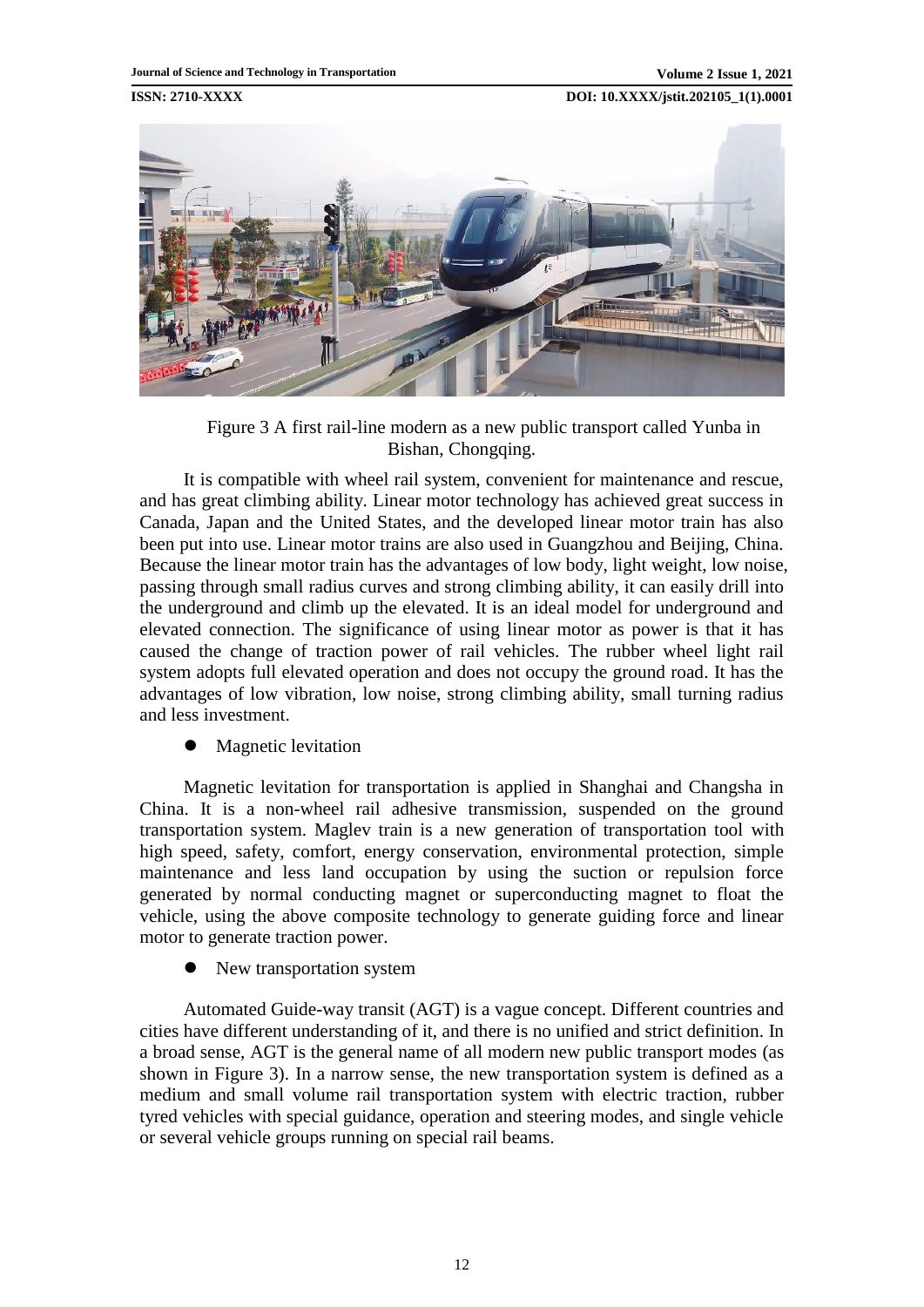Figure 3 A first rail-line modern as a new public transport called Yunba in Bishan, Chongqing.

It is compatible with wheel rail system, convenient for maintenance and rescue, and has great climbing ability. Linear motor technology has achieved great success in Canada, Japan and the United States, and the developed linear motor train has also been put into use. Linear motor trains are also used in Guangzhou and Beijing, China. Because the linear motor train has the advantages of low body, light weight, low noise, passing through small radius curves and strong climbing ability, it can easily drill into the underground and climb up the elevated. It is an ideal model for underground and elevated connection. The significance of using linear motor as power is that it has caused the change of traction power of rail vehicles. The rubber wheel light rail system adopts full elevated operation and does not occupy the ground road. It has the advantages of low vibration, low noise, strong climbing ability, small turning radius and less investment.

- Magnetic levitation

Magnetic levitation for transportation is applied in Shanghai and Changsha in China. It is a non-wheel rail adhesive transmission, suspended on the ground transportation system. Maglev train is a new generation of transportation tool with high speed, safety, comfort, energy conservation, environmental protection, simple maintenance and less land occupation by using the suction or repulsion force generated by normal conducting magnet or superconducting magnet to float the vehicle, using the above composite technology to generate guiding force and linear motor to generate traction power.

- New transportation system

Automated Guide-way transit (AGT) is a vague concept. Different countries and cities have different understanding of it, and there is no unified and strict definition. In a broad sense, AGT is the general name of all modern new public transport modes (as shown in Figure 3). In a narrow sense, the new transportation system is defined as a medium and small volume rail transportation system with electric traction, rubber tyred vehicles with special guidance, operation and steering modes, and single vehicle or several vehicle groups running on special rail beams.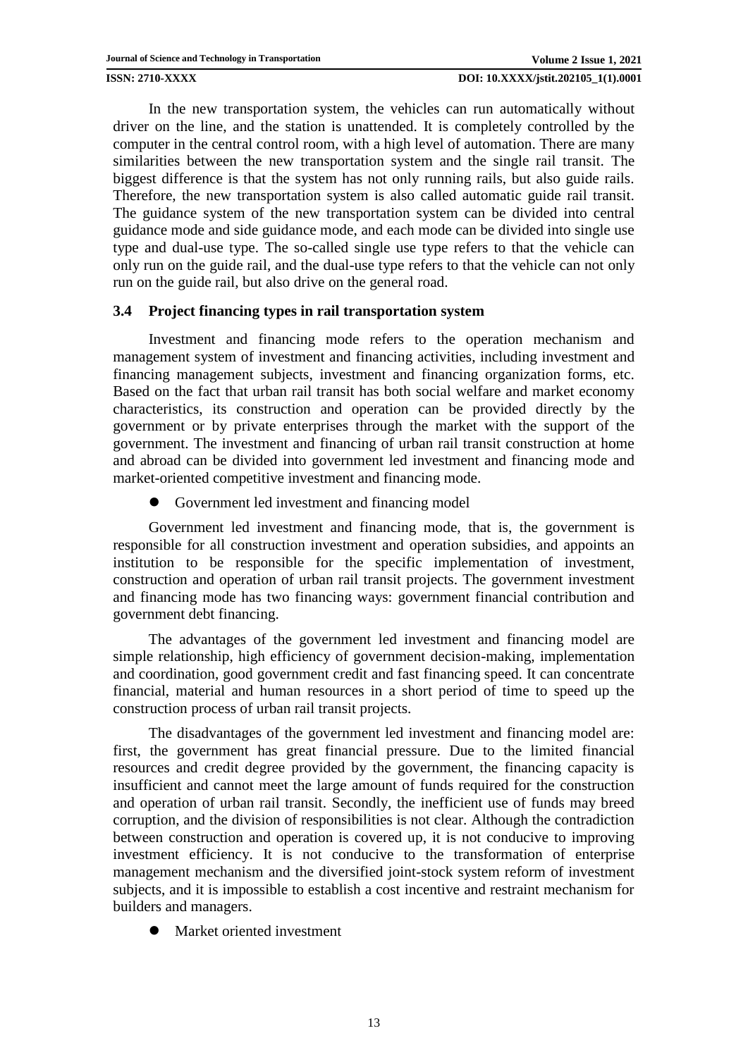In the new transportation system, the vehicles can run automatically without driver on the line, and the station is unattended. It is completely controlled by the computer in the central control room, with a high level of automation. There are many similarities between the new transportation system and the single rail transit. The biggest difference is that the system has not only running rails, but also guide rails. Therefore, the new transportation system is also called automatic guide rail transit. The guidance system of the new transportation system can be divided into central guidance mode and side guidance mode, and each mode can be divided into single use type and dual-use type. The so-called single use type refers to that the vehicle can only run on the guide rail, and the dual-use type refers to that the vehicle can not only run on the guide rail, but also drive on the general road.

### 3.4 Project financing types in rail transportation system

Investment and financing mode refers to the operation mechanism and management system of investment and financing activities, including investment and financing management subjects, investment and financing organization forms, etc. Based on the fact that urban rail transit has both social welfare and market economy characteristics, its construction and operation can be provided directly by the government or by private enterprises through the market with the support of the government. The investment and financing of urban rail transit construction at home and abroad can be divided into government led investment and financing mode and market-oriented competitive investment and financing mode.

- Government led investment and financing model

Government led investment and financing mode, that is, the government is responsible for all construction investment and operation subsidies, and appoints an institution to be responsible for the specific implementation of investment, construction and operation of urban rail transit projects. The government investment and financing mode has two financing ways: government financial contribution and government debt financing.

The advantages of the government led investment and financing model are simple relationship, high efficiency of government decision-making, implementation and coordination, good government credit and fast financing speed. It can concentrate financial, material and human resources in a short period of time to speed up the construction process of urban rail transit projects.

The disadvantages of the government led investment and financing model are: first, the government has great financial pressure. Due to the limited financial resources and credit degree provided by the government, the financing capacity is insufficient and cannot meet the large amount of funds required for the construction and operation of urban rail transit. Secondly, the inefficient use of funds may breed corruption, and the division of responsibilities is not clear. Although the contradiction between construction and operation is covered up, it is not conducive to improving investment efficiency. It is not conducive to the transformation of enterprise management mechanism and the diversified joint-stock system reform of investment subjects, and it is impossible to establish a cost incentive and restraint mechanism for builders and managers.

- Market oriented investment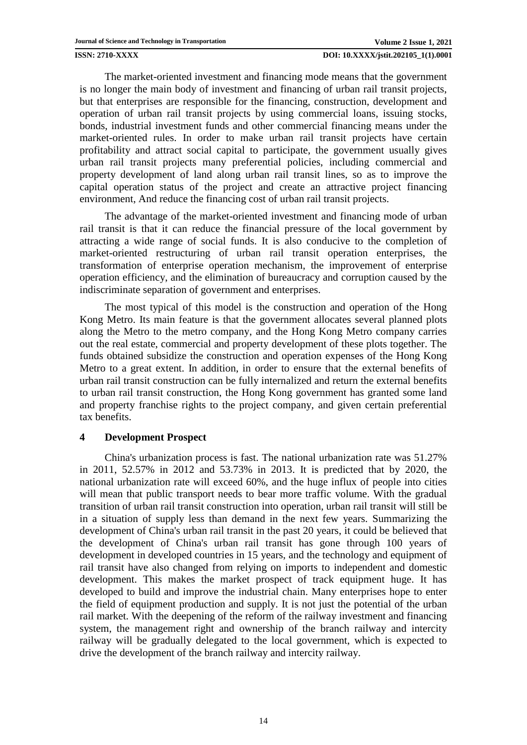The market-oriented investment and financing mode means that the government is no longer the main body of investment and financing of urban rail transit projects, but that enterprises are responsible for the financing, construction, development and operation of urban rail transit projects by using commercial loans, issuing stocks, bonds, industrial investment funds and other commercial financing means under the market-oriented rules. In order to make urban rail transit projects have certain profitability and attract social capital to participate, the government usually gives urban rail transit projects many preferential policies, including commercial and property development of land along urban rail transit lines, so as to improve the capital operation status of the project and create an attractive project financing environment, And reduce the financing cost of urban rail transit projects.

The advantage of the market-oriented investment and financing mode of urban rail transit is that it can reduce the financial pressure of the local government by attracting a wide range of social funds. It is also conducive to the completion of market-oriented restructuring of urban rail transit operation enterprises, the transformation of enterprise operation mechanism, the improvement of enterprise operation efficiency, and the elimination of bureaucracy and corruption caused by the indiscriminate separation of government and enterprises.

The most typical of this model is the construction and operation of the Hong Kong Metro. Its main feature is that the government allocates several planned plots along the Metro to the metro company, and the Hong Kong Metro company carries out the real estate, commercial and property development of these plots together. The funds obtained subsidize the construction and operation expenses of the Hong Kong Metro to a great extent. In addition, in order to ensure that the external benefits of urban rail transit construction can be fully internalized and return the external benefits to urban rail transit construction, the Hong Kong government has granted some land and property franchise rights to the project company, and given certain preferential tax benefits.

## 4 Development Prospect

China's urbanization process is fast. The national urbanization rate was 51.27% in 2011, 52.57% in 2012 and 53.73% in 2013. It is predicted that by 2020, the national urbanization rate will exceed 60%, and the huge influx of people into cities will mean that public transport needs to bear more traffic volume. With the gradual transition of urban rail transit construction into operation, urban rail transit will still be in a situation of supply less than demand in the next few years. Summarizing the development of China's urban rail transit in the past 20 years, it could be believed that the development of China's urban rail transit has gone through 100 years of development in developed countries in 15 years, and the technology and equipment of rail transit have also changed from relying on imports to independent and domestic development. This makes the market prospect of track equipment huge. It has developed to build and improve the industrial chain. Many enterprises hope to enter the field of equipment production and supply. It is not just the potential of the urban rail market. With the deepening of the reform of the railway investment and financing system, the management right and ownership of the branch railway and intercity railway will be gradually delegated to the local government, which is expected to drive the development of the branch railway and intercity railway.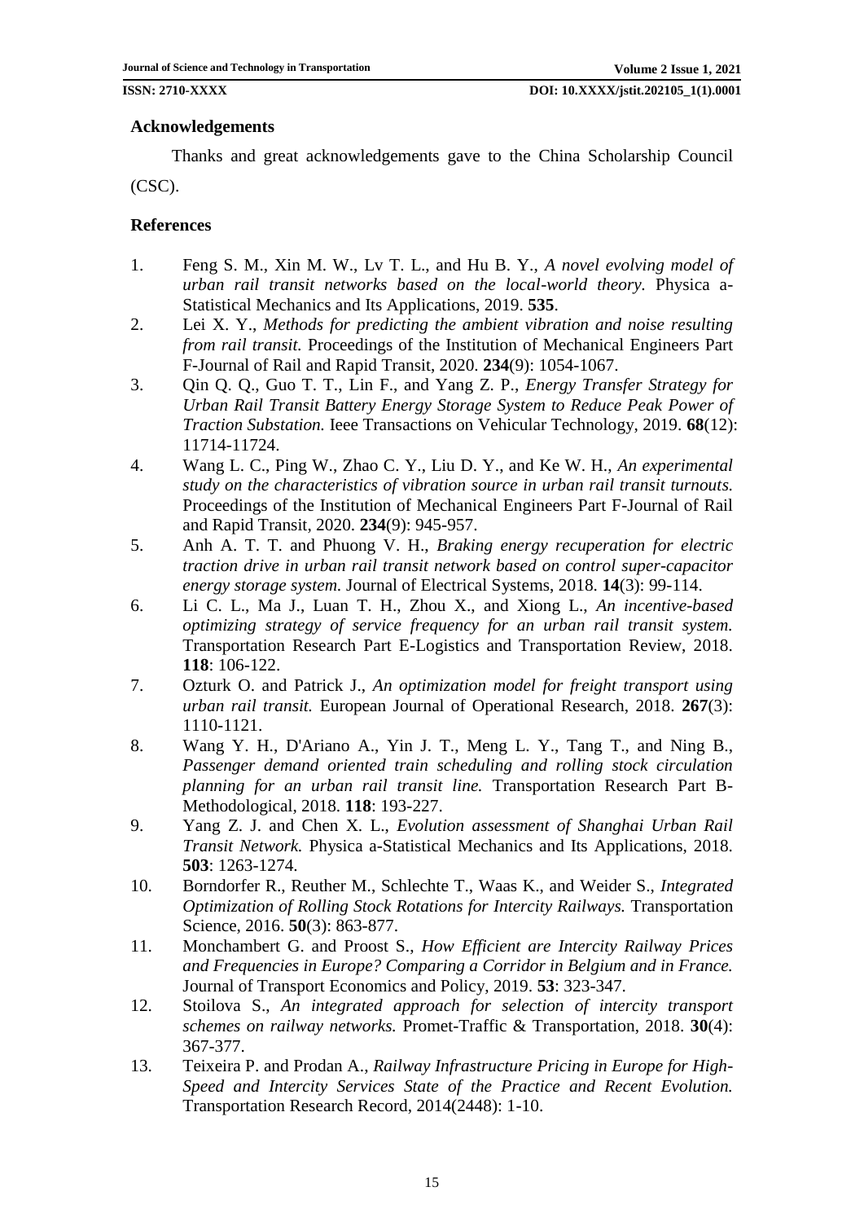## Acknowledgements

Thanks and great acknowledgements gave to the China Scholarship Council (CSC).

## References

1. Feng S. M., Xin M. W., Lv T. L., and Hu B. Y., *A novel evolving model of urban rail transit networks based on the local-world theory.* Physica a-Statistical Mechanics and Its Applications, 2019. **535**.
2. Lei X. Y., *Methods for predicting the ambient vibration and noise resulting from rail transit.* Proceedings of the Institution of Mechanical Engineers Part F-Journal of Rail and Rapid Transit, 2020. **234**(9): 1054-1067.
3. Qin Q. Q., Guo T. T., Lin F., and Yang Z. P., *Energy Transfer Strategy for Urban Rail Transit Battery Energy Storage System to Reduce Peak Power of Traction Substation.* Ieee Transactions on Vehicular Technology, 2019. **68**(12): 11714-11724.
4. Wang L. C., Ping W., Zhao C. Y., Liu D. Y., and Ke W. H., *An experimental study on the characteristics of vibration source in urban rail transit turnouts.* Proceedings of the Institution of Mechanical Engineers Part F-Journal of Rail and Rapid Transit, 2020. **234**(9): 945-957.
5. Anh A. T. T. and Phuong V. H., *Braking energy recuperation for electric traction drive in urban rail transit network based on control super-capacitor energy storage system.* Journal of Electrical Systems, 2018. **14**(3): 99-114.
6. Li C. L., Ma J., Luan T. H., Zhou X., and Xiong L., *An incentive-based optimizing strategy of service frequency for an urban rail transit system.* Transportation Research Part E-Logistics and Transportation Review, 2018. **118**: 106-122.
7. Ozturk O. and Patrick J., *An optimization model for freight transport using urban rail transit.* European Journal of Operational Research, 2018. **267**(3): 1110-1121.
8. Wang Y. H., D'Ariano A., Yin J. T., Meng L. Y., Tang T., and Ning B., *Passenger demand oriented train scheduling and rolling stock circulation planning for an urban rail transit line.* Transportation Research Part B-Methodological, 2018. **118**: 193-227.
9. Yang Z. J. and Chen X. L., *Evolution assessment of Shanghai Urban Rail Transit Network.* Physica a-Statistical Mechanics and Its Applications, 2018. **503**: 1263-1274.
10. Borndorfer R., Reuther M., Schlechte T., Waas K., and Weider S., *Integrated Optimization of Rolling Stock Rotations for Intercity Railways.* Transportation Science, 2016. **50**(3): 863-877.
11. Monchambert G. and Proost S., *How Efficient are Intercity Railway Prices and Frequencies in Europe? Comparing a Corridor in Belgium and in France.* Journal of Transport Economics and Policy, 2019. **53**: 323-347.
12. Stoilova S., *An integrated approach for selection of intercity transport schemes on railway networks.* Promet-Traffic & Transportation, 2018. **30**(4): 367-377.
13. Teixeira P. and Prodan A., *Railway Infrastructure Pricing in Europe for High-Speed and Intercity Services State of the Practice and Recent Evolution.* Transportation Research Record, 2014(2448): 1-10.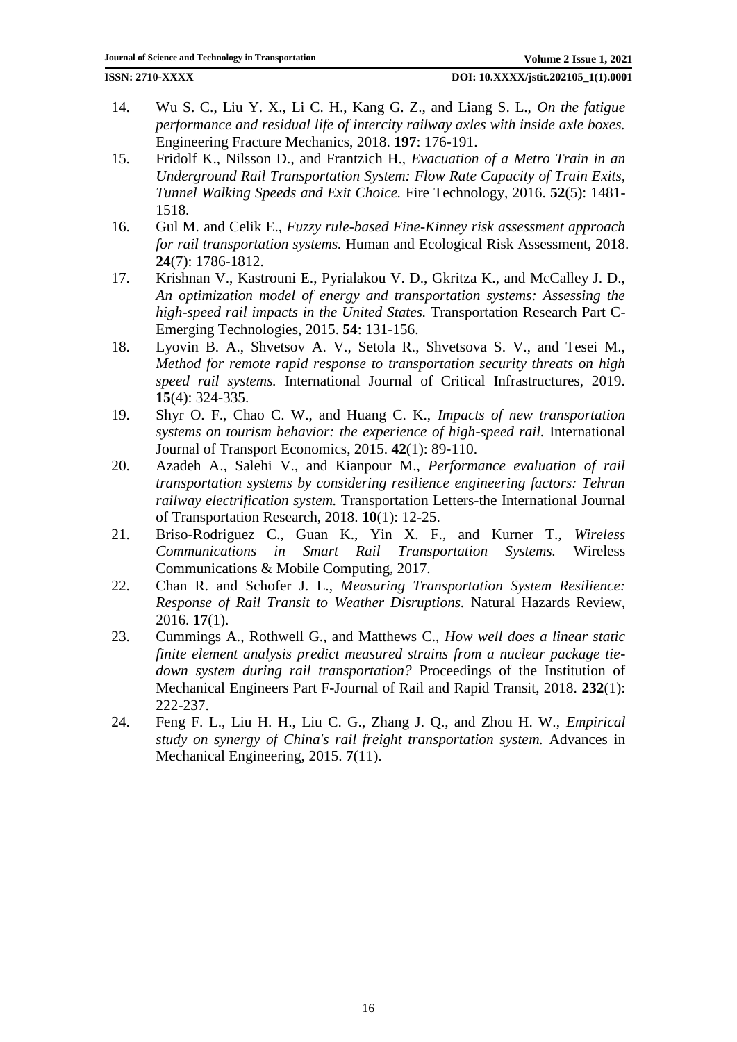14. Wu S. C., Liu Y. X., Li C. H., Kang G. Z., and Liang S. L., *On the fatigue performance and residual life of intercity railway axles with inside axle boxes.* Engineering Fracture Mechanics, 2018. **197**: 176-191.
15. Fridolf K., Nilsson D., and Frantzich H., *Evacuation of a Metro Train in an Underground Rail Transportation System: Flow Rate Capacity of Train Exits, Tunnel Walking Speeds and Exit Choice.* Fire Technology, 2016. **52**(5): 1481-1518.
16. Gul M. and Celik E., *Fuzzy rule-based Fine-Kinney risk assessment approach for rail transportation systems.* Human and Ecological Risk Assessment, 2018. **24**(7): 1786-1812.
17. Krishnan V., Kastrouni E., Pyrialakou V. D., Gkritza K., and McCalley J. D., *An optimization model of energy and transportation systems: Assessing the high-speed rail impacts in the United States.* Transportation Research Part C-Emerging Technologies, 2015. **54**: 131-156.
18. Lyovin B. A., Shvetsov A. V., Setola R., Shvetsova S. V., and Tesei M., *Method for remote rapid response to transportation security threats on high speed rail systems.* International Journal of Critical Infrastructures, 2019. **15**(4): 324-335.
19. Shyr O. F., Chao C. W., and Huang C. K., *Impacts of new transportation systems on tourism behavior: the experience of high-speed rail.* International Journal of Transport Economics, 2015. **42**(1): 89-110.
20. Azadeh A., Salehi V., and Kianpour M., *Performance evaluation of rail transportation systems by considering resilience engineering factors: Tehran railway electrification system.* Transportation Letters-the International Journal of Transportation Research, 2018. **10**(1): 12-25.
21. Briso-Rodriguez C., Guan K., Yin X. F., and Kurner T., *Wireless Communications in Smart Rail Transportation Systems.* Wireless Communications & Mobile Computing, 2017.
22. Chan R. and Schofer J. L., *Measuring Transportation System Resilience: Response of Rail Transit to Weather Disruptions.* Natural Hazards Review, 2016. **17**(1).
23. Cummings A., Rothwell G., and Matthews C., *How well does a linear static finite element analysis predict measured strains from a nuclear package tie-down system during rail transportation?* Proceedings of the Institution of Mechanical Engineers Part F-Journal of Rail and Rapid Transit, 2018. **232**(1): 222-237.
24. Feng F. L., Liu H. H., Liu C. G., Zhang J. Q., and Zhou H. W., *Empirical study on synergy of China's rail freight transportation system.* Advances in Mechanical Engineering, 2015. **7**(11).